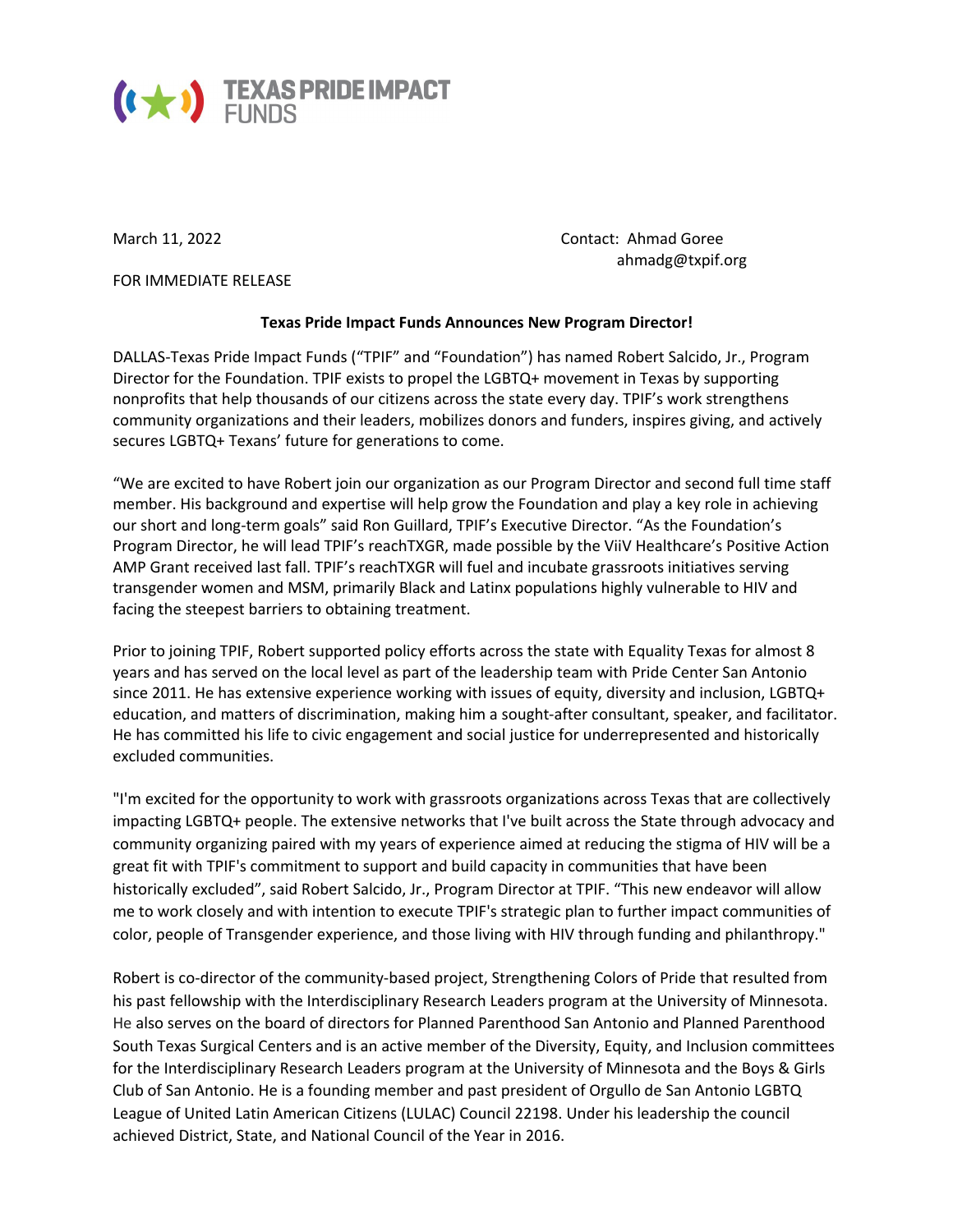TEXAS PRIDE IMPACT FUNDS

March 11, 2022

Contact: Ahmad Goree
ahmadg@txpif.org

FOR IMMEDIATE RELEASE

**Texas Pride Impact Funds Announces New Program Director!**

DALLAS-Texas Pride Impact Funds ("TPIF" and "Foundation") has named Robert Salcido, Jr., Program Director for the Foundation. TPIF exists to propel the LGBTQ+ movement in Texas by supporting nonprofits that help thousands of our citizens across the state every day. TPIF's work strengthens community organizations and their leaders, mobilizes donors and funders, inspires giving, and actively secures LGBTQ+ Texans' future for generations to come.

"We are excited to have Robert join our organization as our Program Director and second full time staff member. His background and expertise will help grow the Foundation and play a key role in achieving our short and long-term goals" said Ron Guillard, TPIF's Executive Director. "As the Foundation's Program Director, he will lead TPIF's reachTXGR, made possible by the ViiV Healthcare's Positive Action AMP Grant received last fall. TPIF's reachTXGR will fuel and incubate grassroots initiatives serving transgender women and MSM, primarily Black and Latinx populations highly vulnerable to HIV and facing the steepest barriers to obtaining treatment.

Prior to joining TPIF, Robert supported policy efforts across the state with Equality Texas for almost 8 years and has served on the local level as part of the leadership team with Pride Center San Antonio since 2011. He has extensive experience working with issues of equity, diversity and inclusion, LGBTQ+ education, and matters of discrimination, making him a sought-after consultant, speaker, and facilitator. He has committed his life to civic engagement and social justice for underrepresented and historically excluded communities.

"I'm excited for the opportunity to work with grassroots organizations across Texas that are collectively impacting LGBTQ+ people. The extensive networks that I've built across the State through advocacy and community organizing paired with my years of experience aimed at reducing the stigma of HIV will be a great fit with TPIF's commitment to support and build capacity in communities that have been historically excluded", said Robert Salcido, Jr., Program Director at TPIF. "This new endeavor will allow me to work closely and with intention to execute TPIF's strategic plan to further impact communities of color, people of Transgender experience, and those living with HIV through funding and philanthropy."

Robert is co-director of the community-based project, Strengthening Colors of Pride that resulted from his past fellowship with the Interdisciplinary Research Leaders program at the University of Minnesota. He also serves on the board of directors for Planned Parenthood San Antonio and Planned Parenthood South Texas Surgical Centers and is an active member of the Diversity, Equity, and Inclusion committees for the Interdisciplinary Research Leaders program at the University of Minnesota and the Boys & Girls Club of San Antonio. He is a founding member and past president of Orgullo de San Antonio LGBTQ League of United Latin American Citizens (LULAC) Council 22198. Under his leadership the council achieved District, State, and National Council of the Year in 2016.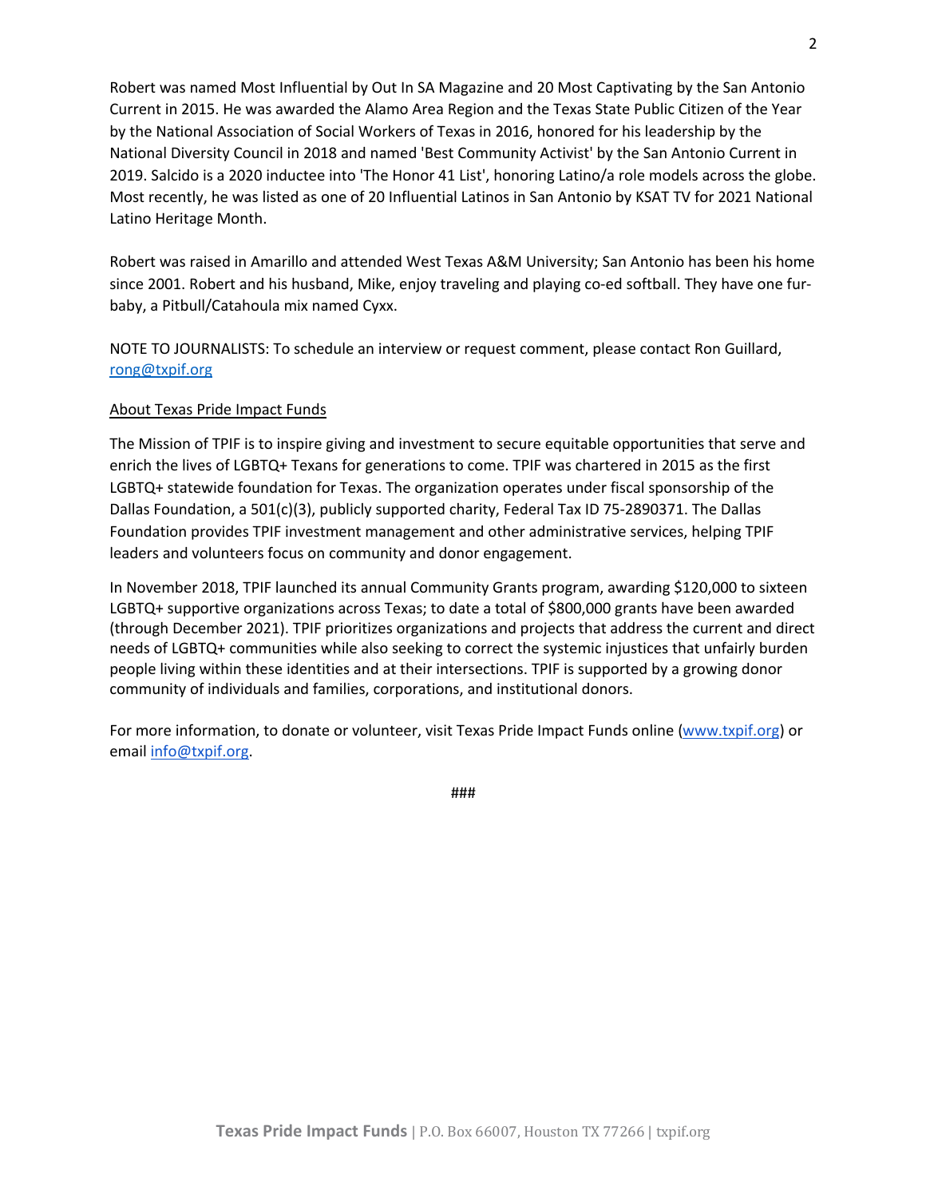Robert was named Most Influential by Out In SA Magazine and 20 Most Captivating by the San Antonio Current in 2015. He was awarded the Alamo Area Region and the Texas State Public Citizen of the Year by the National Association of Social Workers of Texas in 2016, honored for his leadership by the National Diversity Council in 2018 and named 'Best Community Activist' by the San Antonio Current in 2019. Salcido is a 2020 inductee into 'The Honor 41 List', honoring Latino/a role models across the globe. Most recently, he was listed as one of 20 Influential Latinos in San Antonio by KSAT TV for 2021 National Latino Heritage Month.

Robert was raised in Amarillo and attended West Texas A&M University; San Antonio has been his home since 2001. Robert and his husband, Mike, enjoy traveling and playing co-ed softball. They have one fur-baby, a Pitbull/Catahoula mix named Cyxx.

NOTE TO JOURNALISTS: To schedule an interview or request comment, please contact Ron Guillard, rong@txpif.org

About Texas Pride Impact Funds

The Mission of TPIF is to inspire giving and investment to secure equitable opportunities that serve and enrich the lives of LGBTQ+ Texans for generations to come. TPIF was chartered in 2015 as the first LGBTQ+ statewide foundation for Texas. The organization operates under fiscal sponsorship of the Dallas Foundation, a 501(c)(3), publicly supported charity, Federal Tax ID 75-2890371. The Dallas Foundation provides TPIF investment management and other administrative services, helping TPIF leaders and volunteers focus on community and donor engagement.

In November 2018, TPIF launched its annual Community Grants program, awarding $120,000 to sixteen LGBTQ+ supportive organizations across Texas; to date a total of $800,000 grants have been awarded (through December 2021). TPIF prioritizes organizations and projects that address the current and direct needs of LGBTQ+ communities while also seeking to correct the systemic injustices that unfairly burden people living within these identities and at their intersections. TPIF is supported by a growing donor community of individuals and families, corporations, and institutional donors.

For more information, to donate or volunteer, visit Texas Pride Impact Funds online (www.txpif.org) or email info@txpif.org.

###